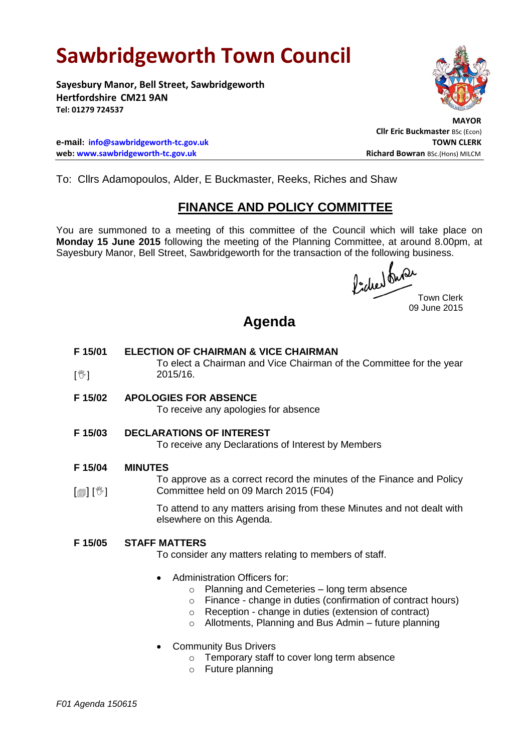# Sawbridgeworth Town Council

**Sayesbury Manor, Bell Street, Sawbridgeworth**
**Hertfordshire CM21 9AN**
**Tel: 01279 724537**

**MAYOR**
**Cllr Eric Buckmaster** BSc (Econ)

**e-mail: info@sawbridgeworth-tc.gov.uk**
**web: www.sawbridgeworth-tc.gov.uk**

**TOWN CLERK**
**Richard Bowran** BSc.(Hons) MILCM

To: Cllrs Adamopoulos, Alder, E Buckmaster, Reeks, Riches and Shaw

## FINANCE AND POLICY COMMITTEE

You are summoned to a meeting of this committee of the Council which will take place on **Monday 15 June 2015** following the meeting of the Planning Committee, at around 8.00pm, at Sayesbury Manor, Bell Street, Sawbridgeworth for the transaction of the following business.

Town Clerk
09 June 2015

## Agenda

**F 15/01 ELECTION OF CHAIRMAN & VICE CHAIRMAN**

[✋] To elect a Chairman and Vice Chairman of the Committee for the year 2015/16.

**F 15/02 APOLOGIES FOR ABSENCE**

To receive any apologies for absence

**F 15/03 DECLARATIONS OF INTEREST**

To receive any Declarations of Interest by Members

**F 15/04 MINUTES**

[📄] [✋] To approve as a correct record the minutes of the Finance and Policy Committee held on 09 March 2015 (F04)

To attend to any matters arising from these Minutes and not dealt with elsewhere on this Agenda.

**F 15/05 STAFF MATTERS**

To consider any matters relating to members of staff.

- Administration Officers for:
  - Planning and Cemeteries – long term absence
  - Finance - change in duties (confirmation of contract hours)
  - Reception - change in duties (extension of contract)
  - Allotments, Planning and Bus Admin – future planning
- Community Bus Drivers
  - Temporary staff to cover long term absence
  - Future planning

*F01 Agenda 150615*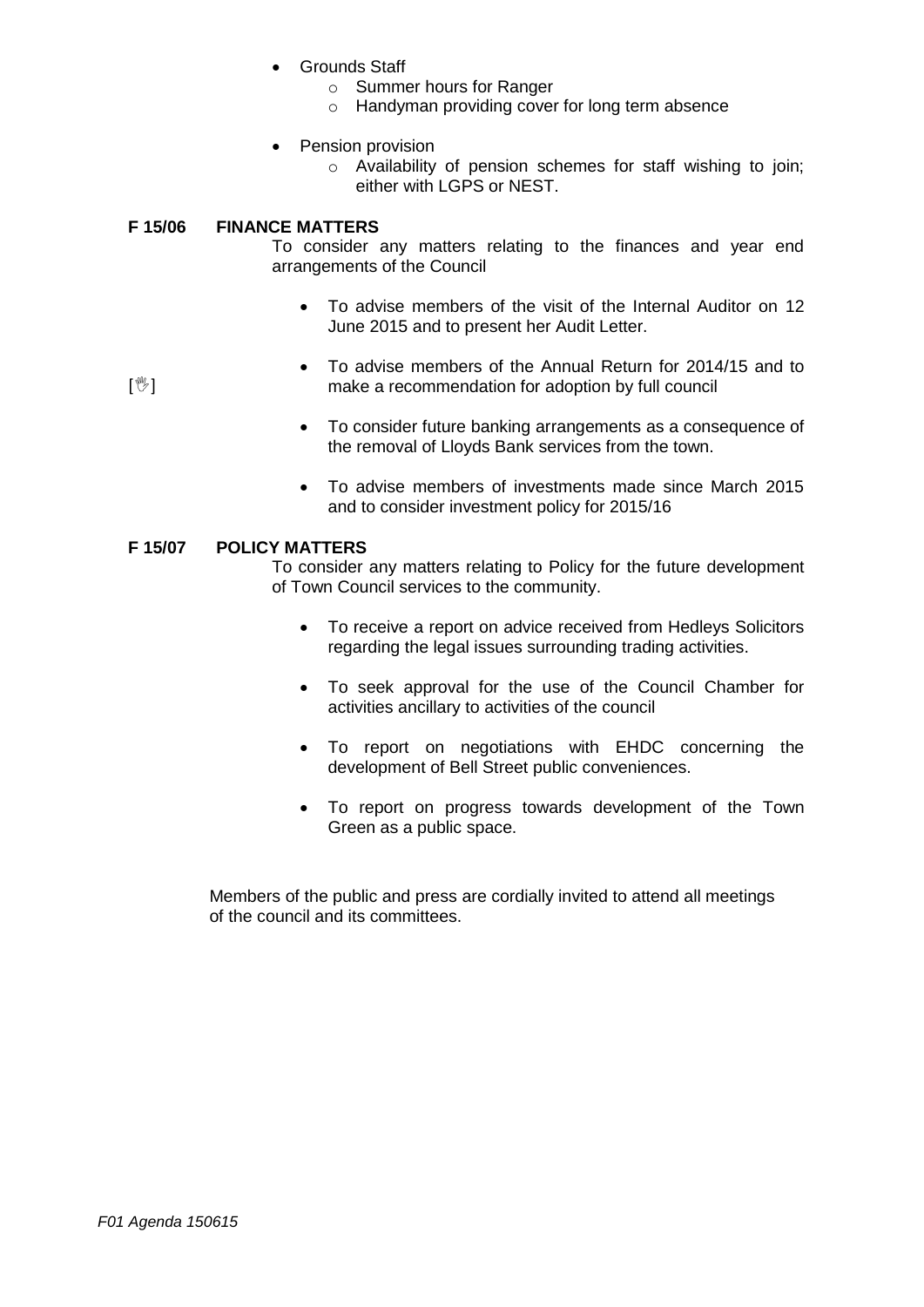- Grounds Staff
  - Summer hours for Ranger
  - Handyman providing cover for long term absence

- Pension provision
  - Availability of pension schemes for staff wishing to join; either with LGPS or NEST.

**F 15/06 FINANCE MATTERS**

To consider any matters relating to the finances and year end arrangements of the Council

- To advise members of the visit of the Internal Auditor on 12 June 2015 and to present her Audit Letter.
- [✋] To advise members of the Annual Return for 2014/15 and to make a recommendation for adoption by full council
- To consider future banking arrangements as a consequence of the removal of Lloyds Bank services from the town.
- To advise members of investments made since March 2015 and to consider investment policy for 2015/16

**F 15/07 POLICY MATTERS**

To consider any matters relating to Policy for the future development of Town Council services to the community.

- To receive a report on advice received from Hedleys Solicitors regarding the legal issues surrounding trading activities.
- To seek approval for the use of the Council Chamber for activities ancillary to activities of the council
- To report on negotiations with EHDC concerning the development of Bell Street public conveniences.
- To report on progress towards development of the Town Green as a public space.

Members of the public and press are cordially invited to attend all meetings of the council and its committees.

*F01 Agenda 150615*